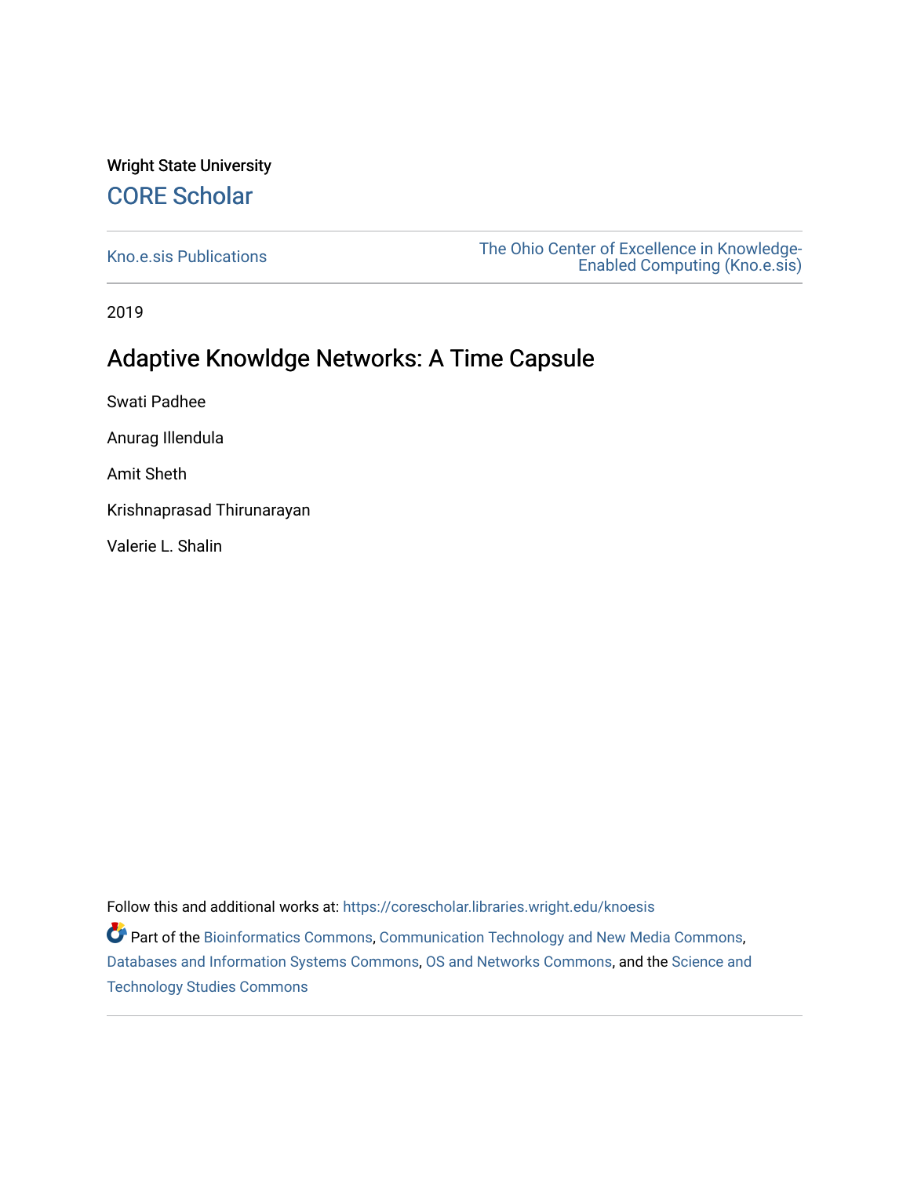Wright State University

# CORE Scholar

Kno.e.sis Publications

The Ohio Center of Excellence in Knowledge-Enabled Computing (Kno.e.sis)

2019

## Adaptive Knowldge Networks: A Time Capsule

Swati Padhee

Anurag Illendula

Amit Sheth

Krishnaprasad Thirunarayan

Valerie L. Shalin

Follow this and additional works at: https://corescholar.libraries.wright.edu/knoesis

Part of the Bioinformatics Commons, Communication Technology and New Media Commons, Databases and Information Systems Commons, OS and Networks Commons, and the Science and Technology Studies Commons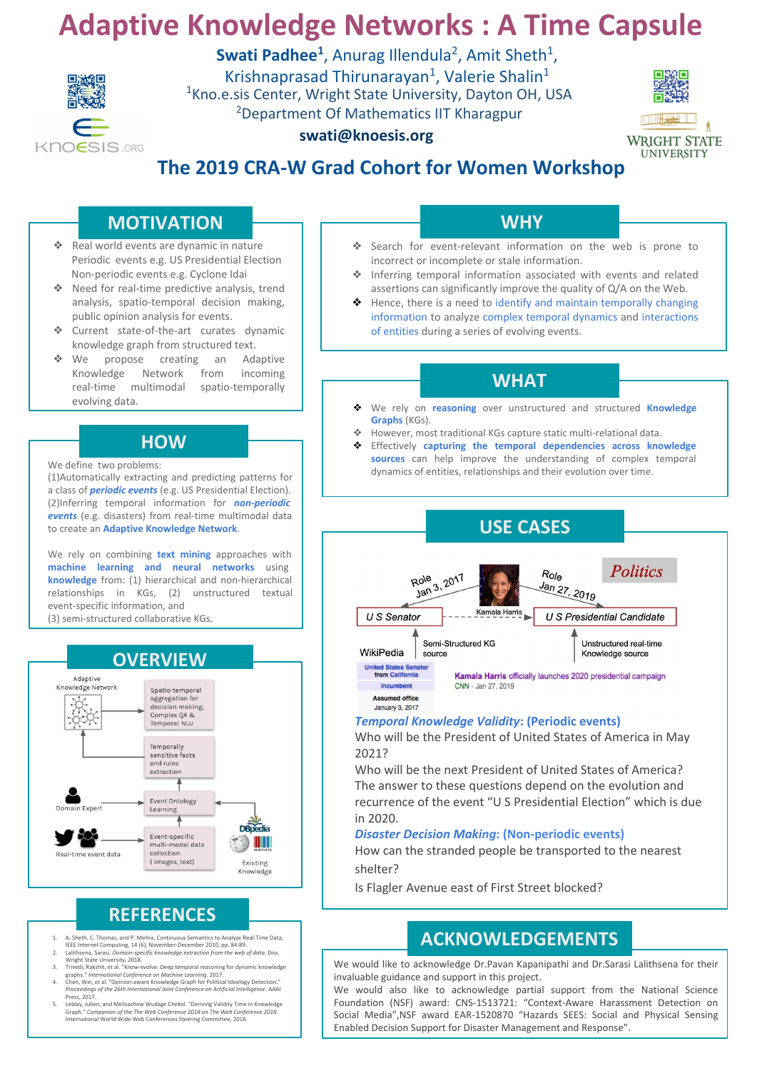# Adaptive Knowledge Networks : A Time Capsule

**Swati Padhee**[1], Anurag Illendula[2], Amit Sheth[1], Krishnaprasad Thirunarayan[1], Valerie Shalin[1]

[1]Kno.e.sis Center, Wright State University, Dayton OH, USA

[2]Department Of Mathematics IIT Kharagpur

**swati@knoesis.org**

## The 2019 CRA-W Grad Cohort for Women Workshop

## MOTIVATION

- Real world events are dynamic in nature
  Periodic events e.g. US Presidential Election
  Non-periodic events e.g. Cyclone Idai
- Need for real-time predictive analysis, trend analysis, spatio-temporal decision making, public opinion analysis for events.
- Current state-of-the-art curates dynamic knowledge graph from structured text.
- We propose creating an Adaptive Knowledge Network from incoming real-time multimodal spatio-temporally evolving data.

## HOW

We define two problems:
(1)Automatically extracting and predicting patterns for a class of ***periodic events*** (e.g. US Presidential Election).
(2)Inferring temporal information for ***non-periodic events*** (e.g. disasters) from real-time multimodal data to create an **Adaptive Knowledge Network**.

We rely on combining **text mining** approaches with **machine learning and neural networks** using **knowledge** from: (1) hierarchical and non-hierarchical relationships in KGs, (2) unstructured textual event-specific information, and
(3) semi-structured collaborative KGs.

## OVERVIEW

Adaptive Knowledge Network

Spatio-temporal aggregation for decision making, Complex QA & Temporal NLU

Temporally sensitive facts and rules extraction

Domain Expert

Event Ontology Learning

Real-time event data

Event-specific multi-modal data collection ( images, text)

DBpedia

WIKIDATA

Existing Knowledge

## REFERENCES

1. A. Sheth, C. Thomas, and P. Mehra, Continuous Semantics to Analyze Real-Time Data, IEEE Internet Computing, 14 (6), November-December 2010, pp. 84-89.
2. Lalithsena, Sarasi. *Domain-specific knowledge extraction from the web of data.* Diss. Wright State University, 2018.
3. Trivedi, Rakshit, et al. "Know-evolve: Deep temporal reasoning for dynamic knowledge graphs." *International Conference on Machine Learning*. 2017.
4. Chen, Wei, et al. "Opinion-aware Knowledge Graph for Political Ideology Detection." *Proceedings of the 26th International Joint Conference on Artificial Intelligence*. AAAI Press, 2017.
5. Leblay, Julien, and Melisachew Wudage Chekol. "Deriving Validity Time in Knowledge Graph." *Companion of the The Web Conference 2018 on The Web Conference 2018*. International World Wide Web Conferences Steering Committee, 2018.

## WHY

- Search for event-relevant information on the web is prone to incorrect or incomplete or stale information.
- Inferring temporal information associated with events and related assertions can significantly improve the quality of Q/A on the Web.
- Hence, there is a need to identify and maintain temporally changing information to analyze complex temporal dynamics and interactions of entities during a series of evolving events.

## WHAT

- We rely on **reasoning** over unstructured and structured **Knowledge Graphs** (KGs).
- However, most traditional KGs capture static multi-relational data.
- Effectively **capturing the temporal dependencies across knowledge sources** can help improve the understanding of complex temporal dynamics of entities, relationships and their evolution over time.

## USE CASES

*Politics*

Role Jan 3, 2017 — U S Senator — Kamala Harris — Role Jan 27, 2019 — U S Presidential Candidate

WikiPedia — Semi-Structured KG source

United States Senator from California — Incumbent — Assumed office January 3, 2017

Unstructured real-time Knowledge source

Kamala Harris officially launches 2020 presidential campaign — CNN - Jan 27, 2019

***Temporal Knowledge Validity*: (Periodic events)**

Who will be the President of United States of America in May 2021?
Who will be the next President of United States of America?
The answer to these questions depend on the evolution and recurrence of the event "U S Presidential Election" which is due in 2020.

***Disaster Decision Making*: (Non-periodic events)**

How can the stranded people be transported to the nearest shelter?
Is Flagler Avenue east of First Street blocked?

## ACKNOWLEDGEMENTS

We would like to acknowledge Dr.Pavan Kapanipathi and Dr.Sarasi Lalithsena for their invaluable guidance and support in this project.
We would also like to acknowledge partial support from the National Science Foundation (NSF) award: CNS-1513721: "Context-Aware Harassment Detection on Social Media",NSF award EAR-1520870 "Hazards SEES: Social and Physical Sensing Enabled Decision Support for Disaster Management and Response".